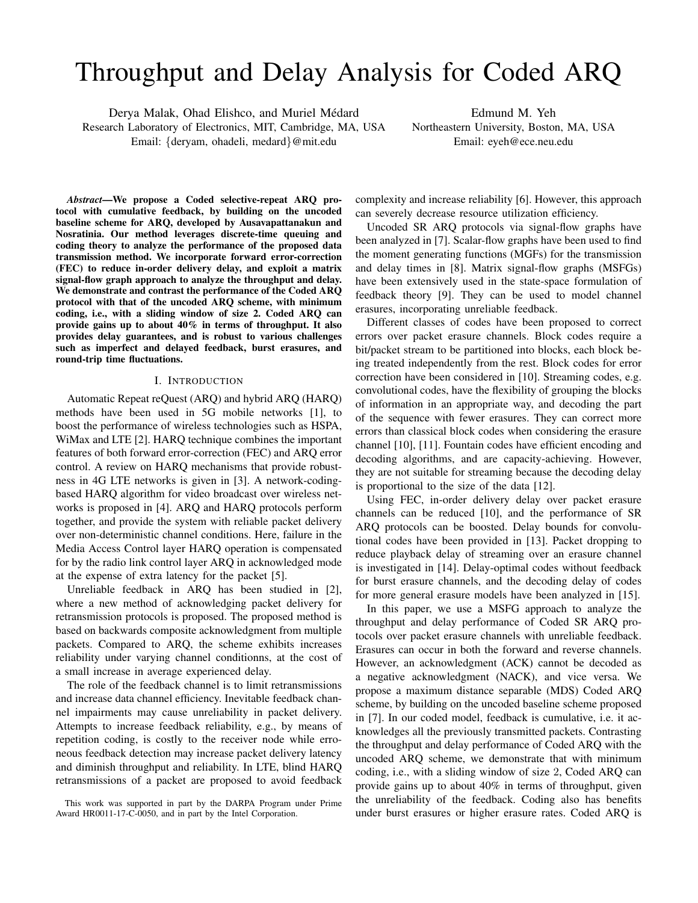# Throughput and Delay Analysis for Coded ARQ

Derya Malak, Ohad Elishco, and Muriel Médard
Research Laboratory of Electronics, MIT, Cambridge, MA, USA
Email: {deryam, ohadeli, medard}@mit.edu

Edmund M. Yeh
Northeastern University, Boston, MA, USA
Email: eyeh@ece.neu.edu

***Abstract*—We propose a Coded selective-repeat ARQ protocol with cumulative feedback, by building on the uncoded baseline scheme for ARQ, developed by Ausavapattanakun and Nosratinia. Our method leverages discrete-time queuing and coding theory to analyze the performance of the proposed data transmission method. We incorporate forward error-correction (FEC) to reduce in-order delivery delay, and exploit a matrix signal-flow graph approach to analyze the throughput and delay. We demonstrate and contrast the performance of the Coded ARQ protocol with that of the uncoded ARQ scheme, with minimum coding, i.e., with a sliding window of size 2. Coded ARQ can provide gains up to about 40% in terms of throughput. It also provides delay guarantees, and is robust to various challenges such as imperfect and delayed feedback, burst erasures, and round-trip time fluctuations.**

## I. Introduction

Automatic Repeat reQuest (ARQ) and hybrid ARQ (HARQ) methods have been used in 5G mobile networks [1], to boost the performance of wireless technologies such as HSPA, WiMax and LTE [2]. HARQ technique combines the important features of both forward error-correction (FEC) and ARQ error control. A review on HARQ mechanisms that provide robustness in 4G LTE networks is given in [3]. A network-coding-based HARQ algorithm for video broadcast over wireless networks is proposed in [4]. ARQ and HARQ protocols perform together, and provide the system with reliable packet delivery over non-deterministic channel conditions. Here, failure in the Media Access Control layer HARQ operation is compensated for by the radio link control layer ARQ in acknowledged mode at the expense of extra latency for the packet [5].

Unreliable feedback in ARQ has been studied in [2], where a new method of acknowledging packet delivery for retransmission protocols is proposed. The proposed method is based on backwards composite acknowledgment from multiple packets. Compared to ARQ, the scheme exhibits increases reliability under varying channel conditionns, at the cost of a small increase in average experienced delay.

The role of the feedback channel is to limit retransmissions and increase data channel efficiency. Inevitable feedback channel impairments may cause unreliability in packet delivery. Attempts to increase feedback reliability, e.g., by means of repetition coding, is costly to the receiver node while erroneous feedback detection may increase packet delivery latency and diminish throughput and reliability. In LTE, blind HARQ retransmissions of a packet are proposed to avoid feedback complexity and increase reliability [6]. However, this approach can severely decrease resource utilization efficiency.

Uncoded SR ARQ protocols via signal-flow graphs have been analyzed in [7]. Scalar-flow graphs have been used to find the moment generating functions (MGFs) for the transmission and delay times in [8]. Matrix signal-flow graphs (MSFGs) have been extensively used in the state-space formulation of feedback theory [9]. They can be used to model channel erasures, incorporating unreliable feedback.

Different classes of codes have been proposed to correct errors over packet erasure channels. Block codes require a bit/packet stream to be partitioned into blocks, each block being treated independently from the rest. Block codes for error correction have been considered in [10]. Streaming codes, e.g. convolutional codes, have the flexibility of grouping the blocks of information in an appropriate way, and decoding the part of the sequence with fewer erasures. They can correct more errors than classical block codes when considering the erasure channel [10], [11]. Fountain codes have efficient encoding and decoding algorithms, and are capacity-achieving. However, they are not suitable for streaming because the decoding delay is proportional to the size of the data [12].

Using FEC, in-order delivery delay over packet erasure channels can be reduced [10], and the performance of SR ARQ protocols can be boosted. Delay bounds for convolutional codes have been provided in [13]. Packet dropping to reduce playback delay of streaming over an erasure channel is investigated in [14]. Delay-optimal codes without feedback for burst erasure channels, and the decoding delay of codes for more general erasure models have been analyzed in [15].

In this paper, we use a MSFG approach to analyze the throughput and delay performance of Coded SR ARQ protocols over packet erasure channels with unreliable feedback. Erasures can occur in both the forward and reverse channels. However, an acknowledgment (ACK) cannot be decoded as a negative acknowledgment (NACK), and vice versa. We propose a maximum distance separable (MDS) Coded ARQ scheme, by building on the uncoded baseline scheme proposed in [7]. In our coded model, feedback is cumulative, i.e. it acknowledges all the previously transmitted packets. Contrasting the throughput and delay performance of Coded ARQ with the uncoded ARQ scheme, we demonstrate that with minimum coding, i.e., with a sliding window of size 2, Coded ARQ can provide gains up to about 40% in terms of throughput, given the unreliability of the feedback. Coding also has benefits under burst erasures or higher erasure rates. Coded ARQ is

This work was supported in part by the DARPA Program under Prime Award HR0011-17-C-0050, and in part by the Intel Corporation.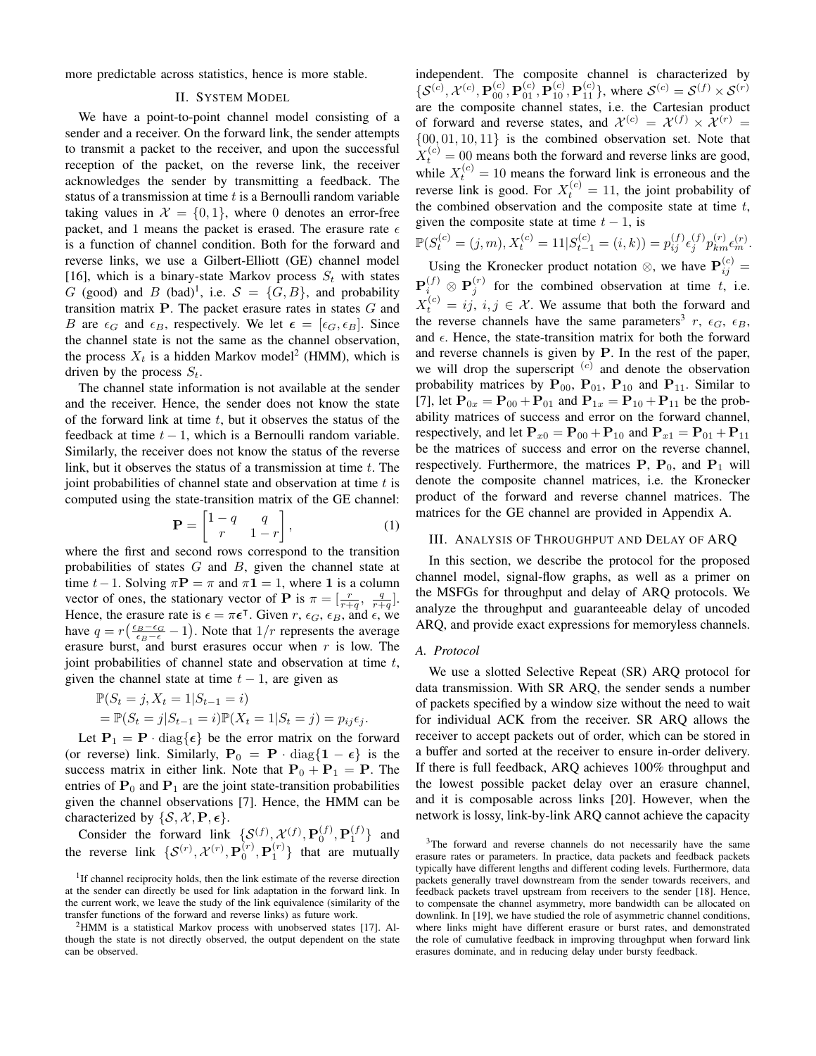more predictable across statistics, hence is more stable.

## II. System Model

We have a point-to-point channel model consisting of a sender and a receiver. On the forward link, the sender attempts to transmit a packet to the receiver, and upon the successful reception of the packet, on the reverse link, the receiver acknowledges the sender by transmitting a feedback. The status of a transmission at time $t$ is a Bernoulli random variable taking values in $\mathcal{X} = \{0, 1\}$, where 0 denotes an error-free packet, and 1 means the packet is erased. The erasure rate $\epsilon$ is a function of channel condition. Both for the forward and reverse links, we use a Gilbert-Elliott (GE) channel model [16], which is a binary-state Markov process $S_t$ with states $G$ (good) and $B$ (bad)[1], i.e. $\mathcal{S} = \{G, B\}$, and probability transition matrix $\mathbf{P}$. The packet erasure rates in states $G$ and $B$ are $\epsilon_G$ and $\epsilon_B$, respectively. We let $\boldsymbol{\epsilon} = [\epsilon_G, \epsilon_B]$. Since the channel state is not the same as the channel observation, the process $X_t$ is a hidden Markov model[2] (HMM), which is driven by the process $S_t$.

The channel state information is not available at the sender and the receiver. Hence, the sender does not know the state of the forward link at time $t$, but it observes the status of the feedback at time $t-1$, which is a Bernoulli random variable. Similarly, the receiver does not know the status of the reverse link, but it observes the status of a transmission at time $t$. The joint probabilities of channel state and observation at time $t$ is computed using the state-transition matrix of the GE channel:

$$\mathbf{P} = \begin{bmatrix} 1-q & q \\ r & 1-r \end{bmatrix}, \tag{1}$$

where the first and second rows correspond to the transition probabilities of states $G$ and $B$, given the channel state at time $t-1$. Solving $\pi\mathbf{P} = \pi$ and $\pi\mathbf{1} = 1$, where $\mathbf{1}$ is a column vector of ones, the stationary vector of $\mathbf{P}$ is $\pi = [\frac{r}{r+q}, \ \frac{q}{r+q}]$. Hence, the erasure rate is $\epsilon = \pi\boldsymbol{\epsilon}^{\intercal}$. Given $r$, $\epsilon_G$, $\epsilon_B$, and $\epsilon$, we have $q = r\big(\frac{\epsilon_B - \epsilon_G}{\epsilon_B - \epsilon} - 1\big)$. Note that $1/r$ represents the average erasure burst, and burst erasures occur when $r$ is low. The joint probabilities of channel state and observation at time $t$, given the channel state at time $t-1$, are given as

$$\begin{aligned} &\mathbb{P}(S_t = j, X_t = 1 | S_{t-1} = i) \\ &= \mathbb{P}(S_t = j | S_{t-1} = i)\mathbb{P}(X_t = 1 | S_t = j) = p_{ij}\epsilon_j. \end{aligned}$$

Let $\mathbf{P}_1 = \mathbf{P} \cdot \mathrm{diag}\{\boldsymbol{\epsilon}\}$ be the error matrix on the forward (or reverse) link. Similarly, $\mathbf{P}_0 = \mathbf{P} \cdot \mathrm{diag}\{\mathbf{1} - \boldsymbol{\epsilon}\}$ is the success matrix in either link. Note that $\mathbf{P}_0 + \mathbf{P}_1 = \mathbf{P}$. The entries of $\mathbf{P}_0$ and $\mathbf{P}_1$ are the joint state-transition probabilities given the channel observations [7]. Hence, the HMM can be characterized by $\{\mathcal{S}, \mathcal{X}, \mathbf{P}, \boldsymbol{\epsilon}\}$.

Consider the forward link $\{\mathcal{S}^{(f)}, \mathcal{X}^{(f)}, \mathbf{P}_0^{(f)}, \mathbf{P}_1^{(f)}\}$ and the reverse link $\{\mathcal{S}^{(r)}, \mathcal{X}^{(r)}, \mathbf{P}_0^{(r)}, \mathbf{P}_1^{(r)}\}$ that are mutually independent. The composite channel is characterized by $\{\mathcal{S}^{(c)}, \mathcal{X}^{(c)}, \mathbf{P}_{00}^{(c)}, \mathbf{P}_{01}^{(c)}, \mathbf{P}_{10}^{(c)}, \mathbf{P}_{11}^{(c)}\}$, where $\mathcal{S}^{(c)} = \mathcal{S}^{(f)} \times \mathcal{S}^{(r)}$ are the composite channel states, i.e. the Cartesian product of forward and reverse states, and $\mathcal{X}^{(c)} = \mathcal{X}^{(f)} \times \mathcal{X}^{(r)} = \{00, 01, 10, 11\}$ is the combined observation set. Note that $X_t^{(c)} = 00$ means both the forward and reverse links are good, while $X_t^{(c)} = 10$ means the forward link is erroneous and the reverse link is good. For $X_t^{(c)} = 11$, the joint probability of the combined observation and the composite state at time $t$, given the composite state at time $t-1$, is $\mathbb{P}(S_t^{(c)} = (j, m), X_t^{(c)} = 11 | S_{t-1}^{(c)} = (i, k)) = p_{ij}^{(f)}\epsilon_j^{(f)}p_{km}^{(r)}\epsilon_m^{(r)}$.

Using the Kronecker product notation $\otimes$, we have $\mathbf{P}_{ij}^{(c)} = \mathbf{P}_i^{(f)} \otimes \mathbf{P}_j^{(r)}$ for the combined observation at time $t$, i.e. $X_t^{(c)} = ij$, $i, j \in \mathcal{X}$. We assume that both the forward and the reverse channels have the same parameters[3] $r$, $\epsilon_G$, $\epsilon_B$, and $\epsilon$. Hence, the state-transition matrix for both the forward and reverse channels is given by $\mathbf{P}$. In the rest of the paper, we will drop the superscript $^{(c)}$ and denote the observation probability matrices by $\mathbf{P}_{00}$, $\mathbf{P}_{01}$, $\mathbf{P}_{10}$ and $\mathbf{P}_{11}$. Similar to [7], let $\mathbf{P}_{0x} = \mathbf{P}_{00} + \mathbf{P}_{01}$ and $\mathbf{P}_{1x} = \mathbf{P}_{10} + \mathbf{P}_{11}$ be the probability matrices of success and error on the forward channel, respectively, and let $\mathbf{P}_{x0} = \mathbf{P}_{00} + \mathbf{P}_{10}$ and $\mathbf{P}_{x1} = \mathbf{P}_{01} + \mathbf{P}_{11}$ be the matrices of success and error on the reverse channel, respectively. Furthermore, the matrices $\mathbf{P}$, $\mathbf{P}_0$, and $\mathbf{P}_1$ will denote the composite channel matrices, i.e. the Kronecker product of the forward and reverse channel matrices. The matrices for the GE channel are provided in Appendix A.

## III. Analysis of Throughput and Delay of ARQ

In this section, we describe the protocol for the proposed channel model, signal-flow graphs, as well as a primer on the MSFGs for throughput and delay of ARQ protocols. We analyze the throughput and guaranteeable delay of uncoded ARQ, and provide exact expressions for memoryless channels.

### A. Protocol

We use a slotted Selective Repeat (SR) ARQ protocol for data transmission. With SR ARQ, the sender sends a number of packets specified by a window size without the need to wait for individual ACK from the receiver. SR ARQ allows the receiver to accept packets out of order, which can be stored in a buffer and sorted at the receiver to ensure in-order delivery. If there is full feedback, ARQ achieves 100% throughput and the lowest possible packet delay over an erasure channel, and it is composable across links [20]. However, when the network is lossy, link-by-link ARQ cannot achieve the capacity

---

[1] If channel reciprocity holds, then the link estimate of the reverse direction at the sender can directly be used for link adaptation in the forward link. In the current work, we leave the study of the link equivalence (similarity of the transfer functions of the forward and reverse links) as future work.

[2] HMM is a statistical Markov process with unobserved states [17]. Although the state is not directly observed, the output dependent on the state can be observed.

[3] The forward and reverse channels do not necessarily have the same erasure rates or parameters. In practice, data packets and feedback packets typically have different lengths and different coding levels. Furthermore, data packets generally travel downstream from the sender towards receivers, and feedback packets travel upstream from receivers to the sender [18]. Hence, to compensate the channel asymmetry, more bandwidth can be allocated on downlink. In [19], we have studied the role of asymmetric channel conditions, where links might have different erasure or burst rates, and demonstrated the role of cumulative feedback in improving throughput when forward link erasures dominate, and in reducing delay under bursty feedback.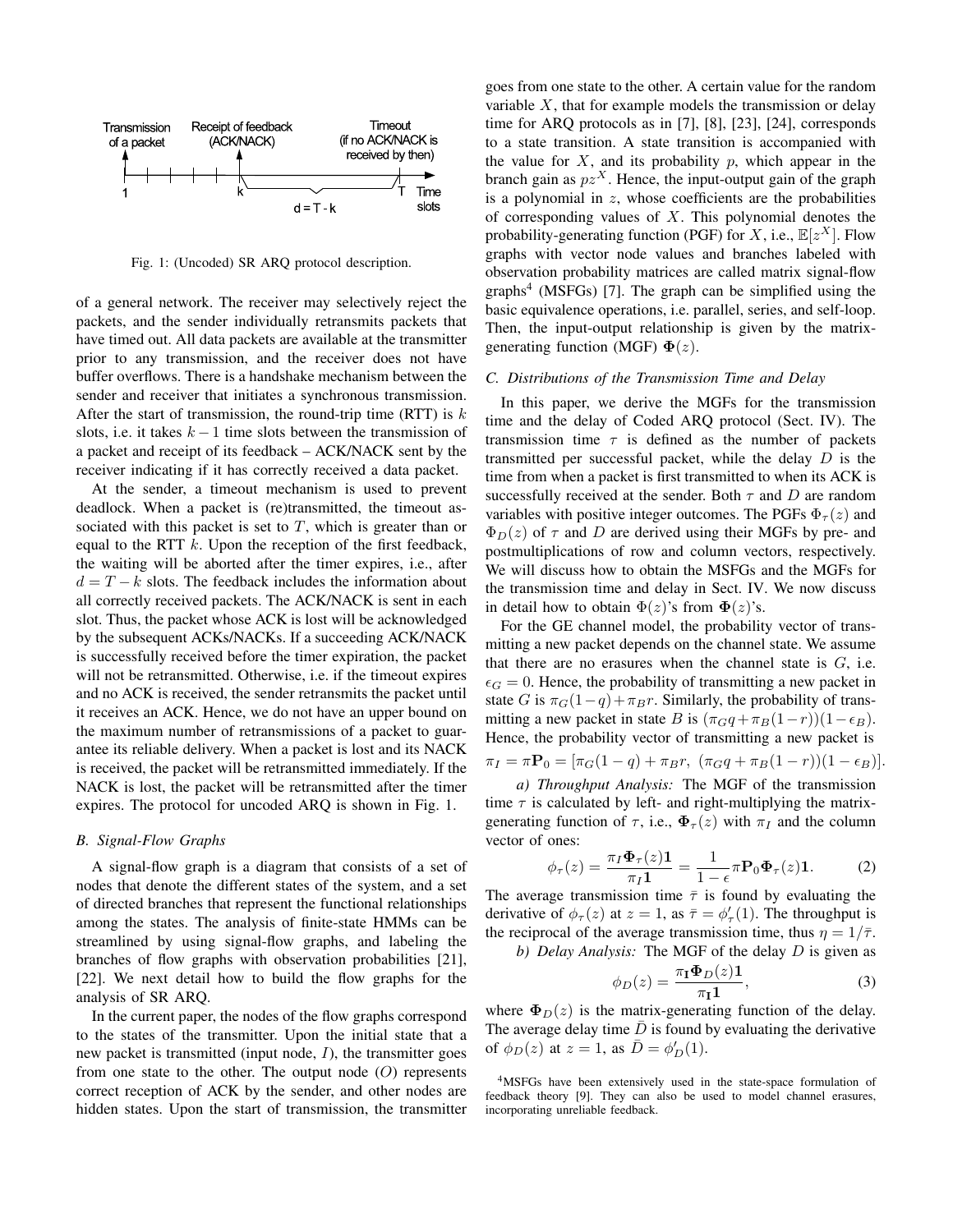Fig. 1: (Uncoded) SR ARQ protocol description.

of a general network. The receiver may selectively reject the packets, and the sender individually retransmits packets that have timed out. All data packets are available at the transmitter prior to any transmission, and the receiver does not have buffer overflows. There is a handshake mechanism between the sender and receiver that initiates a synchronous transmission. After the start of transmission, the round-trip time (RTT) is $k$ slots, i.e. it takes $k-1$ time slots between the transmission of a packet and receipt of its feedback – ACK/NACK sent by the receiver indicating if it has correctly received a data packet.

At the sender, a timeout mechanism is used to prevent deadlock. When a packet is (re)transmitted, the timeout associated with this packet is set to $T$, which is greater than or equal to the RTT $k$. Upon the reception of the first feedback, the waiting will be aborted after the timer expires, i.e., after $d = T - k$ slots. The feedback includes the information about all correctly received packets. The ACK/NACK is sent in each slot. Thus, the packet whose ACK is lost will be acknowledged by the subsequent ACKs/NACKs. If a succeeding ACK/NACK is successfully received before the timer expiration, the packet will not be retransmitted. Otherwise, i.e. if the timeout expires and no ACK is received, the sender retransmits the packet until it receives an ACK. Hence, we do not have an upper bound on the maximum number of retransmissions of a packet to guarantee its reliable delivery. When a packet is lost and its NACK is received, the packet will be retransmitted immediately. If the NACK is lost, the packet will be retransmitted after the timer expires. The protocol for uncoded ARQ is shown in Fig. 1.

### B. Signal-Flow Graphs

A signal-flow graph is a diagram that consists of a set of nodes that denote the different states of the system, and a set of directed branches that represent the functional relationships among the states. The analysis of finite-state HMMs can be streamlined by using signal-flow graphs, and labeling the branches of flow graphs with observation probabilities [21], [22]. We next detail how to build the flow graphs for the analysis of SR ARQ.

In the current paper, the nodes of the flow graphs correspond to the states of the transmitter. Upon the initial state that a new packet is transmitted (input node, $I$), the transmitter goes from one state to the other. The output node ($O$) represents correct reception of ACK by the sender, and other nodes are hidden states. Upon the start of transmission, the transmitter goes from one state to the other. A certain value for the random variable $X$, that for example models the transmission or delay time for ARQ protocols as in [7], [8], [23], [24], corresponds to a state transition. A state transition is accompanied with the value for $X$, and its probability $p$, which appear in the branch gain as $pz^X$. Hence, the input-output gain of the graph is a polynomial in $z$, whose coefficients are the probabilities of corresponding values of $X$. This polynomial denotes the probability-generating function (PGF) for $X$, i.e., $\mathbb{E}[z^X]$. Flow graphs with vector node values and branches labeled with observation probability matrices are called matrix signal-flow graphs[4] (MSFGs) [7]. The graph can be simplified using the basic equivalence operations, i.e. parallel, series, and self-loop. Then, the input-output relationship is given by the matrix-generating function (MGF) $\mathbf{\Phi}(z)$.

### C. Distributions of the Transmission Time and Delay

In this paper, we derive the MGFs for the transmission time and the delay of Coded ARQ protocol (Sect. IV). The transmission time $\tau$ is defined as the number of packets transmitted per successful packet, while the delay $D$ is the time from when a packet is first transmitted to when its ACK is successfully received at the sender. Both $\tau$ and $D$ are random variables with positive integer outcomes. The PGFs $\Phi_\tau(z)$ and $\Phi_D(z)$ of $\tau$ and $D$ are derived using their MGFs by pre- and postmultiplications of row and column vectors, respectively. We will discuss how to obtain the MSFGs and the MGFs for the transmission time and delay in Sect. IV. We now discuss in detail how to obtain $\Phi(z)$'s from $\mathbf{\Phi}(z)$'s.

For the GE channel model, the probability vector of transmitting a new packet depends on the channel state. We assume that there are no erasures when the channel state is $G$, i.e. $\epsilon_G = 0$. Hence, the probability of transmitting a new packet in state $G$ is $\pi_G(1-q) + \pi_B r$. Similarly, the probability of transmitting a new packet in state $B$ is $(\pi_G q + \pi_B(1-r))(1-\epsilon_B)$. Hence, the probability vector of transmitting a new packet is $\pi_I = \pi \mathbf{P}_0 = [\pi_G(1-q) + \pi_B r,\ (\pi_G q + \pi_B(1-r))(1-\epsilon_B)]$.

*a) Throughput Analysis:* The MGF of the transmission time $\tau$ is calculated by left- and right-multiplying the matrix-generating function of $\tau$, i.e., $\mathbf{\Phi}_\tau(z)$ with $\pi_I$ and the column vector of ones:

$$\phi_\tau(z) = \frac{\pi_I \mathbf{\Phi}_\tau(z)\mathbf{1}}{\pi_I \mathbf{1}} = \frac{1}{1-\epsilon}\pi \mathbf{P}_0 \mathbf{\Phi}_\tau(z)\mathbf{1}. \tag{2}$$

The average transmission time $\bar{\tau}$ is found by evaluating the derivative of $\phi_\tau(z)$ at $z = 1$, as $\bar{\tau} = \phi_\tau'(1)$. The throughput is the reciprocal of the average transmission time, thus $\eta = 1/\bar{\tau}$.

*b) Delay Analysis:* The MGF of the delay $D$ is given as

$$\phi_D(z) = \frac{\pi_{\mathbf{I}} \mathbf{\Phi}_D(z)\mathbf{1}}{\pi_{\mathbf{I}} \mathbf{1}}, \tag{3}$$

where $\mathbf{\Phi}_D(z)$ is the matrix-generating function of the delay. The average delay time $\bar{D}$ is found by evaluating the derivative of $\phi_D(z)$ at $z = 1$, as $\bar{D} = \phi_D'(1)$.

[4]MSFGs have been extensively used in the state-space formulation of feedback theory [9]. They can also be used to model channel erasures, incorporating unreliable feedback.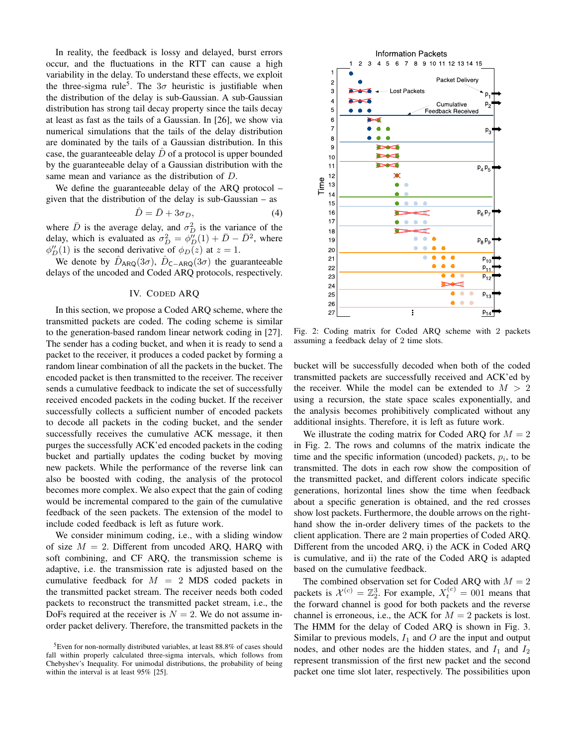In reality, the feedback is lossy and delayed, burst errors occur, and the fluctuations in the RTT can cause a high variability in the delay. To understand these effects, we exploit the three-sigma rule[5]. The $3\sigma$ heuristic is justifiable when the distribution of the delay is sub-Gaussian. A sub-Gaussian distribution has strong tail decay property since the tails decay at least as fast as the tails of a Gaussian. In [26], we show via numerical simulations that the tails of the delay distribution are dominated by the tails of a Gaussian distribution. In this case, the guaranteeable delay $\hat{D}$ of a protocol is upper bounded by the guaranteeable delay of a Gaussian distribution with the same mean and variance as the distribution of $D$.

We define the guaranteeable delay of the ARQ protocol – given that the distribution of the delay is sub-Gaussian – as

$$\hat{D} = \bar{D} + 3\sigma_D, \tag{4}$$

where $\bar{D}$ is the average delay, and $\sigma_D^2$ is the variance of the delay, which is evaluated as $\sigma_D^2 = \phi_D''(1) + \bar{D} - \bar{D}^2$, where $\phi_D''(1)$ is the second derivative of $\phi_D(z)$ at $z = 1$.

We denote by $\hat{D}_{\mathsf{ARQ}}(3\sigma)$, $\hat{D}_{\mathsf{C-ARQ}}(3\sigma)$ the guaranteeable delays of the uncoded and Coded ARQ protocols, respectively.

## IV. Coded ARQ

In this section, we propose a Coded ARQ scheme, where the transmitted packets are coded. The coding scheme is similar to the generation-based random linear network coding in [27]. The sender has a coding bucket, and when it is ready to send a packet to the receiver, it produces a coded packet by forming a random linear combination of all the packets in the bucket. The encoded packet is then transmitted to the receiver. The receiver sends a cumulative feedback to indicate the set of successfully received encoded packets in the coding bucket. If the receiver successfully collects a sufficient number of encoded packets to decode all packets in the coding bucket, and the sender successfully receives the cumulative ACK message, it then purges the successfully ACK'ed encoded packets in the coding bucket and partially updates the coding bucket by moving new packets. While the performance of the reverse link can also be boosted with coding, the analysis of the protocol becomes more complex. We also expect that the gain of coding would be incremental compared to the gain of the cumulative feedback of the seen packets. The extension of the model to include coded feedback is left as future work.

We consider minimum coding, i.e., with a sliding window of size $M = 2$. Different from uncoded ARQ, HARQ with soft combining, and CF ARQ, the transmission scheme is adaptive, i.e. the transmission rate is adjusted based on the cumulative feedback for $M = 2$ MDS coded packets in the transmitted packet stream. The receiver needs both coded packets to reconstruct the transmitted packet stream, i.e., the DoFs required at the receiver is $N = 2$. We do not assume in-order packet delivery. Therefore, the transmitted packets in the bucket will be successfully decoded when both of the coded transmitted packets are successfully received and ACK'ed by the receiver. While the model can be extended to $M > 2$ using a recursion, the state space scales exponentially, and the analysis becomes prohibitively complicated without any additional insights. Therefore, it is left as future work.

Fig. 2: Coding matrix for Coded ARQ scheme with 2 packets assuming a feedback delay of 2 time slots.

We illustrate the coding matrix for Coded ARQ for $M = 2$ in Fig. 2. The rows and columns of the matrix indicate the time and the specific information (uncoded) packets, $p_i$, to be transmitted. The dots in each row show the composition of the transmitted packet, and different colors indicate specific generations, horizontal lines show the time when feedback about a specific generation is obtained, and the red crosses show lost packets. Furthermore, the double arrows on the right-hand show the in-order delivery times of the packets to the client application. There are 2 main properties of Coded ARQ. Different from the uncoded ARQ, i) the ACK in Coded ARQ is cumulative, and ii) the rate of the Coded ARQ is adapted based on the cumulative feedback.

The combined observation set for Coded ARQ with $M = 2$ packets is $\mathcal{X}^{(c)} = \mathbb{Z}_2^3$. For example, $X_t^{(c)} = 001$ means that the forward channel is good for both packets and the reverse channel is erroneous, i.e., the ACK for $M = 2$ packets is lost. The HMM for the delay of Coded ARQ is shown in Fig. 3. Similar to previous models, $I_1$ and $O$ are the input and output nodes, and other nodes are the hidden states, and $I_1$ and $I_2$ represent transmission of the first new packet and the second packet one time slot later, respectively. The possibilities upon

[5] Even for non-normally distributed variables, at least 88.8% of cases should fall within properly calculated three-sigma intervals, which follows from Chebyshev's Inequality. For unimodal distributions, the probability of being within the interval is at least 95% [25].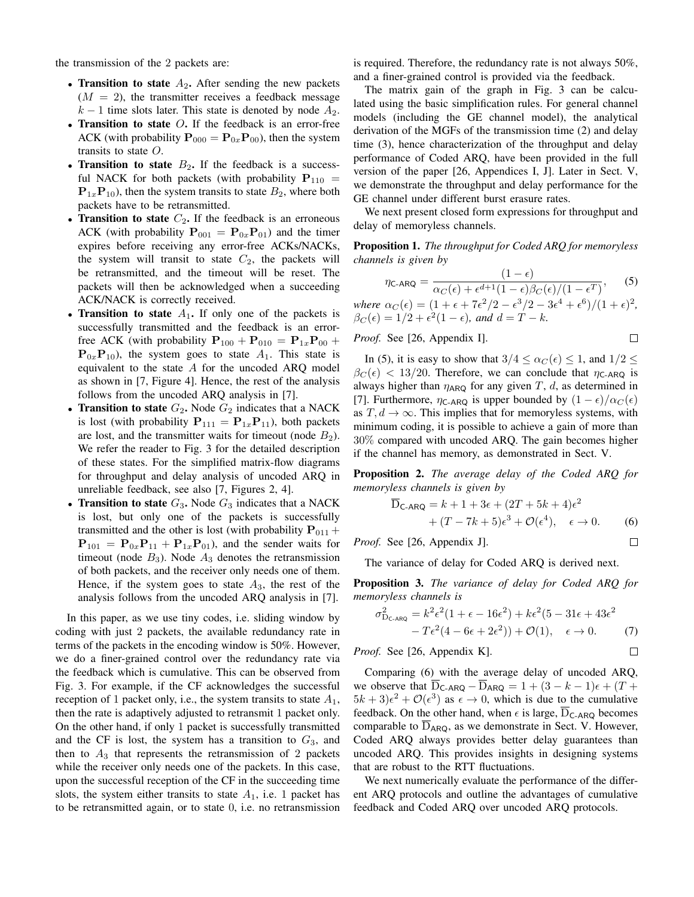the transmission of the 2 packets are:

- **Transition to state** $A_2$**.** After sending the new packets ($M = 2$), the transmitter receives a feedback message $k-1$ time slots later. This state is denoted by node $A_2$.
- **Transition to state** $O$**.** If the feedback is an error-free ACK (with probability $\mathbf{P}_{000} = \mathbf{P}_{0x}\mathbf{P}_{00}$), then the system transits to state $O$.
- **Transition to state** $B_2$**.** If the feedback is a successful NACK for both packets (with probability $\mathbf{P}_{110} = \mathbf{P}_{1x}\mathbf{P}_{10}$), then the system transits to state $B_2$, where both packets have to be retransmitted.
- **Transition to state** $C_2$**.** If the feedback is an erroneous ACK (with probability $\mathbf{P}_{001} = \mathbf{P}_{0x}\mathbf{P}_{01}$) and the timer expires before receiving any error-free ACKs/NACKs, the system will transit to state $C_2$, the packets will be retransmitted, and the timeout will be reset. The packets will then be acknowledged when a succeeding ACK/NACK is correctly received.
- **Transition to state** $A_1$**.** If only one of the packets is successfully transmitted and the feedback is an error-free ACK (with probability $\mathbf{P}_{100} + \mathbf{P}_{010} = \mathbf{P}_{1x}\mathbf{P}_{00} + \mathbf{P}_{0x}\mathbf{P}_{10}$), the system goes to state $A_1$. This state is equivalent to the state $A$ for the uncoded ARQ model as shown in [7, Figure 4]. Hence, the rest of the analysis follows from the uncoded ARQ analysis in [7].
- **Transition to state** $G_2$**.** Node $G_2$ indicates that a NACK is lost (with probability $\mathbf{P}_{111} = \mathbf{P}_{1x}\mathbf{P}_{11}$), both packets are lost, and the transmitter waits for timeout (node $B_2$). We refer the reader to Fig. 3 for the detailed description of these states. For the simplified matrix-flow diagrams for throughput and delay analysis of uncoded ARQ in unreliable feedback, see also [7, Figures 2, 4].
- **Transition to state** $G_3$**.** Node $G_3$ indicates that a NACK is lost, but only one of the packets is successfully transmitted and the other is lost (with probability $\mathbf{P}_{011} + \mathbf{P}_{101} = \mathbf{P}_{0x}\mathbf{P}_{11} + \mathbf{P}_{1x}\mathbf{P}_{01}$), and the sender waits for timeout (node $B_3$). Node $A_3$ denotes the retransmission of both packets, and the receiver only needs one of them. Hence, if the system goes to state $A_3$, the rest of the analysis follows from the uncoded ARQ analysis in [7].

In this paper, as we use tiny codes, i.e. sliding window by coding with just 2 packets, the available redundancy rate in terms of the packets in the encoding window is 50%. However, we do a finer-grained control over the redundancy rate via the feedback which is cumulative. This can be observed from Fig. 3. For example, if the CF acknowledges the successful reception of 1 packet only, i.e., the system transits to state $A_1$, then the rate is adaptively adjusted to retransmit 1 packet only. On the other hand, if only 1 packet is successfully transmitted and the CF is lost, the system has a transition to $G_3$, and then to $A_3$ that represents the retransmission of 2 packets while the receiver only needs one of the packets. In this case, upon the successful reception of the CF in the succeeding time slots, the system either transits to state $A_1$, i.e. 1 packet has to be retransmitted again, or to state 0, i.e. no retransmission is required. Therefore, the redundancy rate is not always 50%, and a finer-grained control is provided via the feedback.

The matrix gain of the graph in Fig. 3 can be calculated using the basic simplification rules. For general channel models (including the GE channel model), the analytical derivation of the MGFs of the transmission time (2) and delay time (3), hence characterization of the throughput and delay performance of Coded ARQ, have been provided in the full version of the paper [26, Appendices I, J]. Later in Sect. V, we demonstrate the throughput and delay performance for the GE channel under different burst erasure rates.

We next present closed form expressions for throughput and delay of memoryless channels.

**Proposition 1.** *The throughput for Coded ARQ for memoryless channels is given by*

$$\eta_{\text{C-ARQ}} = \frac{(1-\epsilon)}{\alpha_C(\epsilon) + \epsilon^{d+1}(1-\epsilon)\beta_C(\epsilon)/(1-\epsilon^T)}, \quad (5)$$

*where* $\alpha_C(\epsilon) = (1+\epsilon+7\epsilon^2/2-\epsilon^3/2-3\epsilon^4+\epsilon^6)/(1+\epsilon)^2$, $\beta_C(\epsilon) = 1/2+\epsilon^2(1-\epsilon)$*, and* $d = T-k$.

*Proof.* See [26, Appendix I]. □

In (5), it is easy to show that $3/4 \leq \alpha_C(\epsilon) \leq 1$, and $1/2 \leq \beta_C(\epsilon) < 13/20$. Therefore, we can conclude that $\eta_{\text{C-ARQ}}$ is always higher than $\eta_{\text{ARQ}}$ for any given $T$, $d$, as determined in [7]. Furthermore, $\eta_{\text{C-ARQ}}$ is upper bounded by $(1-\epsilon)/\alpha_C(\epsilon)$ as $T, d \to \infty$. This implies that for memoryless systems, with minimum coding, it is possible to achieve a gain of more than 30% compared with uncoded ARQ. The gain becomes higher if the channel has memory, as demonstrated in Sect. V.

**Proposition 2.** *The average delay of the Coded ARQ for memoryless channels is given by*

$$\begin{aligned}\overline{\text{D}}_{\text{C-ARQ}} = k+1+3\epsilon+(2T+5k+4)\epsilon^2 \\ +(T-7k+5)\epsilon^3+\mathcal{O}(\epsilon^4), \quad \epsilon \to 0. \quad (6)\end{aligned}$$

*Proof.* See [26, Appendix J]. □

The variance of delay for Coded ARQ is derived next.

**Proposition 3.** *The variance of delay for Coded ARQ for memoryless channels is*

$$\begin{aligned}\sigma^2_{\text{D}_{\text{C-ARQ}}} = k^2\epsilon^2(1+\epsilon-16\epsilon^2)+k\epsilon^2(5-31\epsilon+43\epsilon^2 \\ -T\epsilon^2(4-6\epsilon+2\epsilon^2))+\mathcal{O}(1), \quad \epsilon \to 0. \quad (7)\end{aligned}$$

*Proof.* See [26, Appendix K]. □

Comparing (6) with the average delay of uncoded ARQ, we observe that $\overline{\text{D}}_{\text{C-ARQ}} - \overline{\text{D}}_{\text{ARQ}} = 1+(3-k-1)\epsilon+(T+5k+3)\epsilon^2+\mathcal{O}(\epsilon^3)$ as $\epsilon \to 0$, which is due to the cumulative feedback. On the other hand, when $\epsilon$ is large, $\overline{\text{D}}_{\text{C-ARQ}}$ becomes comparable to $\overline{\text{D}}_{\text{ARQ}}$, as we demonstrate in Sect. V. However, Coded ARQ always provides better delay guarantees than uncoded ARQ. This provides insights in designing systems that are robust to the RTT fluctuations.

We next numerically evaluate the performance of the different ARQ protocols and outline the advantages of cumulative feedback and Coded ARQ over uncoded ARQ protocols.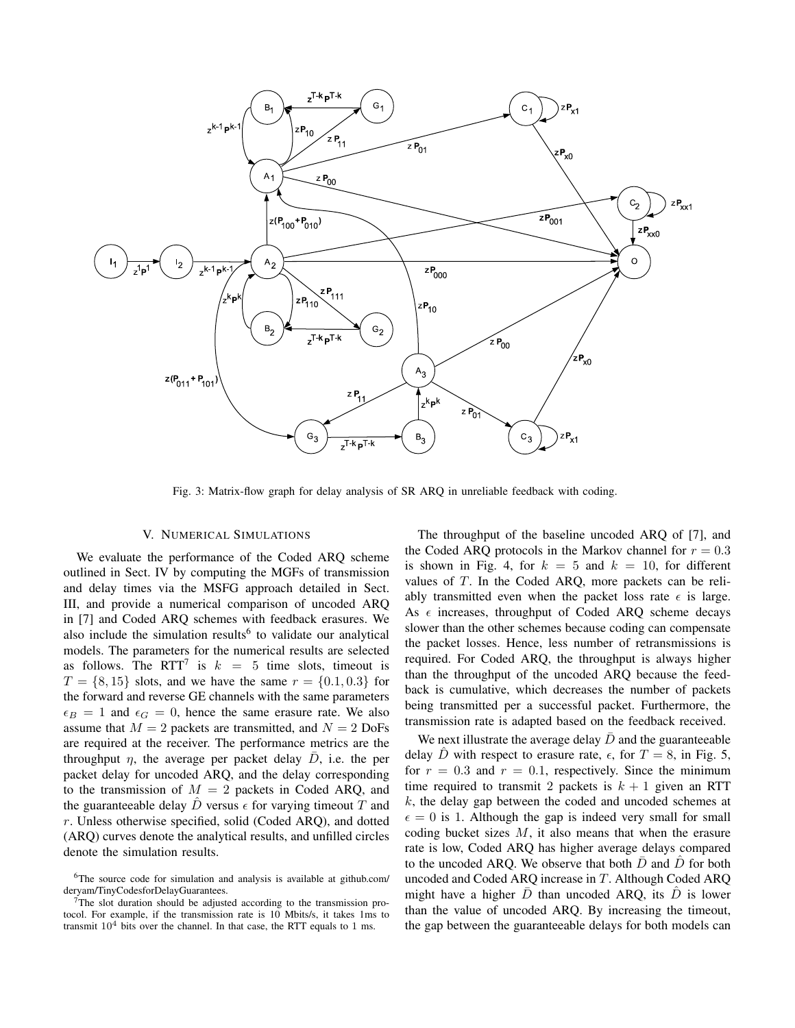Fig. 3: Matrix-flow graph for delay analysis of SR ARQ in unreliable feedback with coding.

## V. Numerical Simulations

We evaluate the performance of the Coded ARQ scheme outlined in Sect. IV by computing the MGFs of transmission and delay times via the MSFG approach detailed in Sect. III, and provide a numerical comparison of uncoded ARQ in [7] and Coded ARQ schemes with feedback erasures. We also include the simulation results[6] to validate our analytical models. The parameters for the numerical results are selected as follows. The RTT[7] is $k = 5$ time slots, timeout is $T = \{8, 15\}$ slots, and we have the same $r = \{0.1, 0.3\}$ for the forward and reverse GE channels with the same parameters $\epsilon_B = 1$ and $\epsilon_G = 0$, hence the same erasure rate. We also assume that $M = 2$ packets are transmitted, and $N = 2$ DoFs are required at the receiver. The performance metrics are the throughput $\eta$, the average per packet delay $\bar{D}$, i.e. the per packet delay for uncoded ARQ, and the delay corresponding to the transmission of $M = 2$ packets in Coded ARQ, and the guaranteeable delay $\hat{D}$ versus $\epsilon$ for varying timeout $T$ and $r$. Unless otherwise specified, solid (Coded ARQ), and dotted (ARQ) curves denote the analytical results, and unfilled circles denote the simulation results.

The throughput of the baseline uncoded ARQ of [7], and the Coded ARQ protocols in the Markov channel for $r = 0.3$ is shown in Fig. 4, for $k = 5$ and $k = 10$, for different values of $T$. In the Coded ARQ, more packets can be reliably transmitted even when the packet loss rate $\epsilon$ is large. As $\epsilon$ increases, throughput of Coded ARQ scheme decays slower than the other schemes because coding can compensate the packet losses. Hence, less number of retransmissions is required. For Coded ARQ, the throughput is always higher than the throughput of the uncoded ARQ because the feedback is cumulative, which decreases the number of packets being transmitted per a successful packet. Furthermore, the transmission rate is adapted based on the feedback received.

We next illustrate the average delay $\bar{D}$ and the guaranteeable delay $\hat{D}$ with respect to erasure rate, $\epsilon$, for $T = 8$, in Fig. 5, for $r = 0.3$ and $r = 0.1$, respectively. Since the minimum time required to transmit 2 packets is $k + 1$ given an RTT $k$, the delay gap between the coded and uncoded schemes at $\epsilon = 0$ is 1. Although the gap is indeed very small for small coding bucket sizes $M$, it also means that when the erasure rate is low, Coded ARQ has higher average delays compared to the uncoded ARQ. We observe that both $\bar{D}$ and $\hat{D}$ for both uncoded and Coded ARQ increase in $T$. Although Coded ARQ might have a higher $\bar{D}$ than uncoded ARQ, its $\hat{D}$ is lower than the value of uncoded ARQ. By increasing the timeout, the gap between the guaranteeable delays for both models can

[6] The source code for simulation and analysis is available at github.com/deryam/TinyCodesforDelayGuarantees.

[7] The slot duration should be adjusted according to the transmission protocol. For example, if the transmission rate is 10 Mbits/s, it takes 1ms to transmit $10^4$ bits over the channel. In that case, the RTT equals to 1 ms.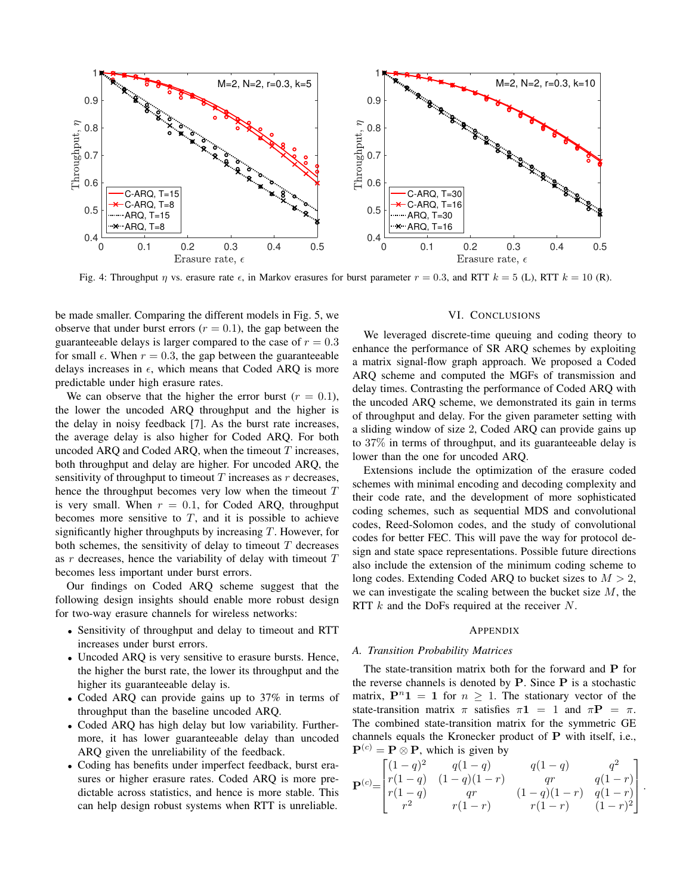Fig. 4: Throughput $\eta$ vs. erasure rate $\epsilon$, in Markov erasures for burst parameter $r = 0.3$, and RTT $k = 5$ (L), RTT $k = 10$ (R).

be made smaller. Comparing the different models in Fig. 5, we observe that under burst errors ($r = 0.1$), the gap between the guaranteeable delays is larger compared to the case of $r = 0.3$ for small $\epsilon$. When $r = 0.3$, the gap between the guaranteeable delays increases in $\epsilon$, which means that Coded ARQ is more predictable under high erasure rates.

We can observe that the higher the error burst ($r = 0.1$), the lower the uncoded ARQ throughput and the higher is the delay in noisy feedback [7]. As the burst rate increases, the average delay is also higher for Coded ARQ. For both uncoded ARQ and Coded ARQ, when the timeout $T$ increases, both throughput and delay are higher. For uncoded ARQ, the sensitivity of throughput to timeout $T$ increases as $r$ decreases, hence the throughput becomes very low when the timeout $T$ is very small. When $r = 0.1$, for Coded ARQ, throughput becomes more sensitive to $T$, and it is possible to achieve significantly higher throughputs by increasing $T$. However, for both schemes, the sensitivity of delay to timeout $T$ decreases as $r$ decreases, hence the variability of delay with timeout $T$ becomes less important under burst errors.

Our findings on Coded ARQ scheme suggest that the following design insights should enable more robust design for two-way erasure channels for wireless networks:

- Sensitivity of throughput and delay to timeout and RTT increases under burst errors.
- Uncoded ARQ is very sensitive to erasure bursts. Hence, the higher the burst rate, the lower its throughput and the higher its guaranteeable delay is.
- Coded ARQ can provide gains up to 37% in terms of throughput than the baseline uncoded ARQ.
- Coded ARQ has high delay but low variability. Furthermore, it has lower guaranteeable delay than uncoded ARQ given the unreliability of the feedback.
- Coding has benefits under imperfect feedback, burst erasures or higher erasure rates. Coded ARQ is more predictable across statistics, and hence is more stable. This can help design robust systems when RTT is unreliable.

## VI. Conclusions

We leveraged discrete-time queuing and coding theory to enhance the performance of SR ARQ schemes by exploiting a matrix signal-flow graph approach. We proposed a Coded ARQ scheme and computed the MGFs of transmission and delay times. Contrasting the performance of Coded ARQ with the uncoded ARQ scheme, we demonstrated its gain in terms of throughput and delay. For the given parameter setting with a sliding window of size 2, Coded ARQ can provide gains up to 37% in terms of throughput, and its guaranteeable delay is lower than the one for uncoded ARQ.

Extensions include the optimization of the erasure coded schemes with minimal encoding and decoding complexity and their code rate, and the development of more sophisticated coding schemes, such as sequential MDS and convolutional codes, Reed-Solomon codes, and the study of convolutional codes for better FEC. This will pave the way for protocol design and state space representations. Possible future directions also include the extension of the minimum coding scheme to long codes. Extending Coded ARQ to bucket sizes to $M > 2$, we can investigate the scaling between the bucket size $M$, the RTT $k$ and the DoFs required at the receiver $N$.

## Appendix

### A. Transition Probability Matrices

The state-transition matrix both for the forward and $\mathbf{P}$ for the reverse channels is denoted by $\mathbf{P}$. Since $\mathbf{P}$ is a stochastic matrix, $\mathbf{P}^n\mathbf{1} = \mathbf{1}$ for $n \geq 1$. The stationary vector of the state-transition matrix $\pi$ satisfies $\pi\mathbf{1} = 1$ and $\pi\mathbf{P} = \pi$. The combined state-transition matrix for the symmetric GE channels equals the Kronecker product of $\mathbf{P}$ with itself, i.e., $\mathbf{P}^{(c)} = \mathbf{P} \otimes \mathbf{P}$, which is given by

$$\mathbf{P}^{(c)} = \begin{bmatrix} (1-q)^2 & q(1-q) & q(1-q) & q^2 \\ r(1-q) & (1-q)(1-r) & qr & q(1-r) \\ r(1-q) & qr & (1-q)(1-r) & q(1-r) \\ r^2 & r(1-r) & r(1-r) & (1-r)^2 \end{bmatrix}.$$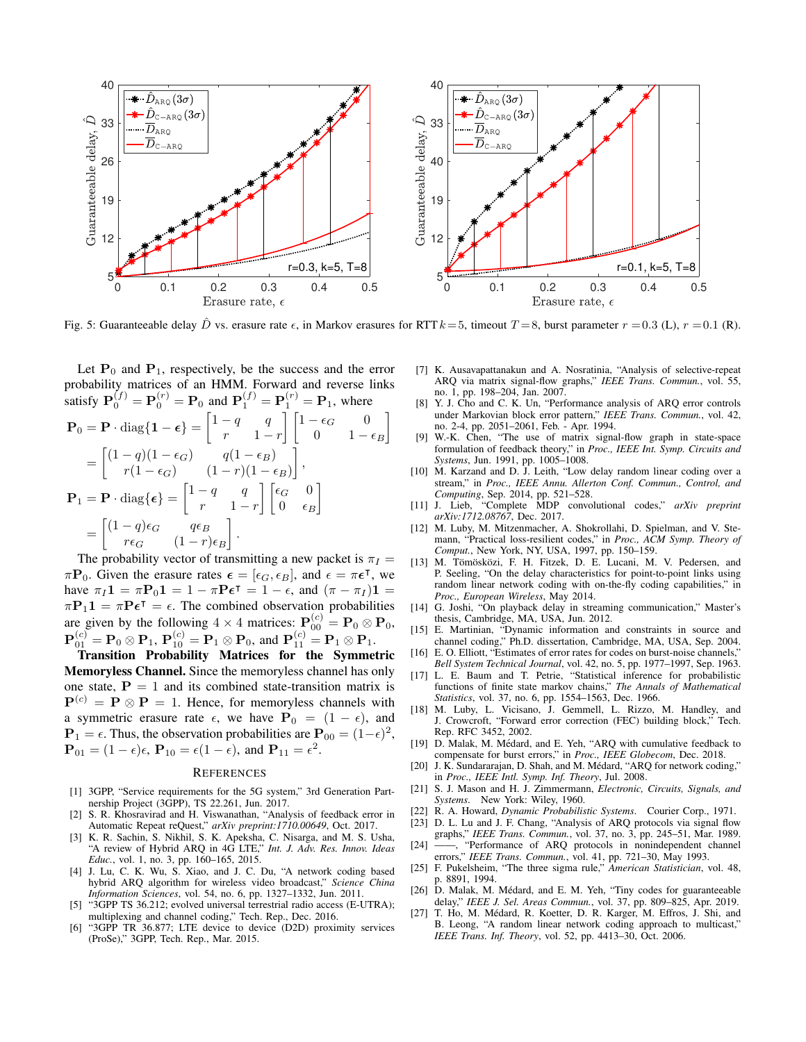Guaranteeable delay, $\hat{D}$

$\hat{D}_{\mathrm{ARQ}}(3\sigma)$

$\hat{D}_{\mathrm{C-ARQ}}(3\sigma)$

$\overline{D}_{\mathrm{ARQ}}$

$\overline{D}_{\mathrm{C-ARQ}}$

r=0.3, k=5, T=8

r=0.1, k=5, T=8

Erasure rate, $\epsilon$

Fig. 5: Guaranteeable delay $\hat{D}$ vs. erasure rate $\epsilon$, in Markov erasures for RTT $k=5$, timeout $T=8$, burst parameter $r=0.3$ (L), $r=0.1$ (R).

Let $\mathbf{P}_0$ and $\mathbf{P}_1$, respectively, be the success and the error probability matrices of an HMM. Forward and reverse links satisfy $\mathbf{P}_0^{(f)} = \mathbf{P}_0^{(r)} = \mathbf{P}_0$ and $\mathbf{P}_1^{(f)} = \mathbf{P}_1^{(r)} = \mathbf{P}_1$, where

$$\mathbf{P}_0 = \mathbf{P} \cdot \mathrm{diag}\{\mathbf{1} - \boldsymbol{\epsilon}\} = \begin{bmatrix} 1-q & q \\ r & 1-r \end{bmatrix} \begin{bmatrix} 1-\epsilon_G & 0 \\ 0 & 1-\epsilon_B \end{bmatrix}$$
$$= \begin{bmatrix} (1-q)(1-\epsilon_G) & q(1-\epsilon_B) \\ r(1-\epsilon_G) & (1-r)(1-\epsilon_B) \end{bmatrix},$$
$$\mathbf{P}_1 = \mathbf{P} \cdot \mathrm{diag}\{\boldsymbol{\epsilon}\} = \begin{bmatrix} 1-q & q \\ r & 1-r \end{bmatrix} \begin{bmatrix} \epsilon_G & 0 \\ 0 & \epsilon_B \end{bmatrix}$$
$$= \begin{bmatrix} (1-q)\epsilon_G & q\epsilon_B \\ r\epsilon_G & (1-r)\epsilon_B \end{bmatrix}.$$

The probability vector of transmitting a new packet is $\pi_I = \pi\mathbf{P}_0$. Given the erasure rates $\boldsymbol{\epsilon} = [\epsilon_G, \epsilon_B]$, and $\epsilon = \pi\boldsymbol{\epsilon}^\intercal$, we have $\pi_I\mathbf{1} = \pi\mathbf{P}_0\mathbf{1} = 1 - \pi\mathbf{P}\boldsymbol{\epsilon}^\intercal = 1 - \epsilon$, and $(\pi - \pi_I)\mathbf{1} = \pi\mathbf{P}_1\mathbf{1} = \pi\mathbf{P}\boldsymbol{\epsilon}^\intercal = \epsilon$. The combined observation probabilities are given by the following $4 \times 4$ matrices: $\mathbf{P}_{00}^{(c)} = \mathbf{P}_0 \otimes \mathbf{P}_0$, $\mathbf{P}_{01}^{(c)} = \mathbf{P}_0 \otimes \mathbf{P}_1$, $\mathbf{P}_{10}^{(c)} = \mathbf{P}_1 \otimes \mathbf{P}_0$, and $\mathbf{P}_{11}^{(c)} = \mathbf{P}_1 \otimes \mathbf{P}_1$.

**Transition Probability Matrices for the Symmetric Memoryless Channel.** Since the memoryless channel has only one state, $\mathbf{P} = 1$ and its combined state-transition matrix is $\mathbf{P}^{(c)} = \mathbf{P} \otimes \mathbf{P} = 1$. Hence, for memoryless channels with a symmetric erasure rate $\epsilon$, we have $\mathbf{P}_0 = (1-\epsilon)$, and $\mathbf{P}_1 = \epsilon$. Thus, the observation probabilities are $\mathbf{P}_{00} = (1-\epsilon)^2$, $\mathbf{P}_{01} = (1-\epsilon)\epsilon$, $\mathbf{P}_{10} = \epsilon(1-\epsilon)$, and $\mathbf{P}_{11} = \epsilon^2$.

## References

[1] 3GPP, "Service requirements for the 5G system," 3rd Generation Partnership Project (3GPP), TS 22.261, Jun. 2017.

[2] S. R. Khosravirad and H. Viswanathan, "Analysis of feedback error in Automatic Repeat reQuest," *arXiv preprint:1710.00649*, Oct. 2017.

[3] K. R. Sachin, S. Nikhil, S. K. Apeksha, C. Nisarga, and M. S. Usha, "A review of Hybrid ARQ in 4G LTE," *Int. J. Adv. Res. Innov. Ideas Educ.*, vol. 1, no. 3, pp. 160–165, 2015.

[4] J. Lu, C. K. Wu, S. Xiao, and J. C. Du, "A network coding based hybrid ARQ algorithm for wireless video broadcast," *Science China Information Sciences*, vol. 54, no. 6, pp. 1327–1332, Jun. 2011.

[5] "3GPP TS 36.212; evolved universal terrestrial radio access (E-UTRA); multiplexing and channel coding," Tech. Rep., Dec. 2016.

[6] "3GPP TR 36.877; LTE device to device (D2D) proximity services (ProSe)," 3GPP, Tech. Rep., Mar. 2015.

[7] K. Ausavapattanakun and A. Nosratinia, "Analysis of selective-repeat ARQ via matrix signal-flow graphs," *IEEE Trans. Commun.*, vol. 55, no. 1, pp. 198–204, Jan. 2007.

[8] Y. J. Cho and C. K. Un, "Performance analysis of ARQ error controls under Markovian block error pattern," *IEEE Trans. Commun.*, vol. 42, no. 2-4, pp. 2051–2061, Feb. - Apr. 1994.

[9] W.-K. Chen, "The use of matrix signal-flow graph in state-space formulation of feedback theory," in *Proc., IEEE Int. Symp. Circuits and Systems*, Jun. 1991, pp. 1005–1008.

[10] M. Karzand and D. J. Leith, "Low delay random linear coding over a stream," in *Proc., IEEE Annu. Allerton Conf. Commun., Control, and Computing*, Sep. 2014, pp. 521–528.

[11] J. Lieb, "Complete MDP convolutional codes," *arXiv preprint arXiv:1712.08767*, Dec. 2017.

[12] M. Luby, M. Mitzenmacher, A. Shokrollahi, D. Spielman, and V. Stemann, "Practical loss-resilient codes," in *Proc., ACM Symp. Theory of Comput.*, New York, NY, USA, 1997, pp. 150–159.

[13] M. Tömösközi, F. H. Fitzek, D. E. Lucani, M. V. Pedersen, and P. Seeling, "On the delay characteristics for point-to-point links using random linear network coding with on-the-fly coding capabilities," in *Proc., European Wireless*, May 2014.

[14] G. Joshi, "On playback delay in streaming communication," Master's thesis, Cambridge, MA, USA, Jun. 2012.

[15] E. Martinian, "Dynamic information and constraints in source and channel coding," Ph.D. dissertation, Cambridge, MA, USA, Sep. 2004.

[16] E. O. Elliott, "Estimates of error rates for codes on burst-noise channels," *Bell System Technical Journal*, vol. 42, no. 5, pp. 1977–1997, Sep. 1963.

[17] L. E. Baum and T. Petrie, "Statistical inference for probabilistic functions of finite state markov chains," *The Annals of Mathematical Statistics*, vol. 37, no. 6, pp. 1554–1563, Dec. 1966.

[18] M. Luby, L. Vicisano, J. Gemmell, L. Rizzo, M. Handley, and J. Crowcroft, "Forward error correction (FEC) building block," Tech. Rep. RFC 3452, 2002.

[19] D. Malak, M. Médard, and E. Yeh, "ARQ with cumulative feedback to compensate for burst errors," in *Proc., IEEE Globecom*, Dec. 2018.

[20] J. K. Sundararajan, D. Shah, and M. Médard, "ARQ for network coding," in *Proc., IEEE Intl. Symp. Inf. Theory*, Jul. 2008.

[21] S. J. Mason and H. J. Zimmermann, *Electronic, Circuits, Signals, and Systems*. New York: Wiley, 1960.

[22] R. A. Howard, *Dynamic Probabilistic Systems*. Courier Corp., 1971.

[23] D. L. Lu and J. F. Chang, "Analysis of ARQ protocols via signal flow graphs," *IEEE Trans. Commun.*, vol. 37, no. 3, pp. 245–51, Mar. 1989.

[24] ——, "Performance of ARQ protocols in nonindependent channel errors," *IEEE Trans. Commun.*, vol. 41, pp. 721–30, May 1993.

[25] F. Pukelsheim, "The three sigma rule," *American Statistician*, vol. 48, p. 8891, 1994.

[26] D. Malak, M. Médard, and E. M. Yeh, "Tiny codes for guaranteeable delay," *IEEE J. Sel. Areas Commun.*, vol. 37, pp. 809–825, Apr. 2019.

[27] T. Ho, M. Médard, R. Koetter, D. R. Karger, M. Effros, J. Shi, and B. Leong, "A random linear network coding approach to multicast," *IEEE Trans. Inf. Theory*, vol. 52, pp. 4413–30, Oct. 2006.